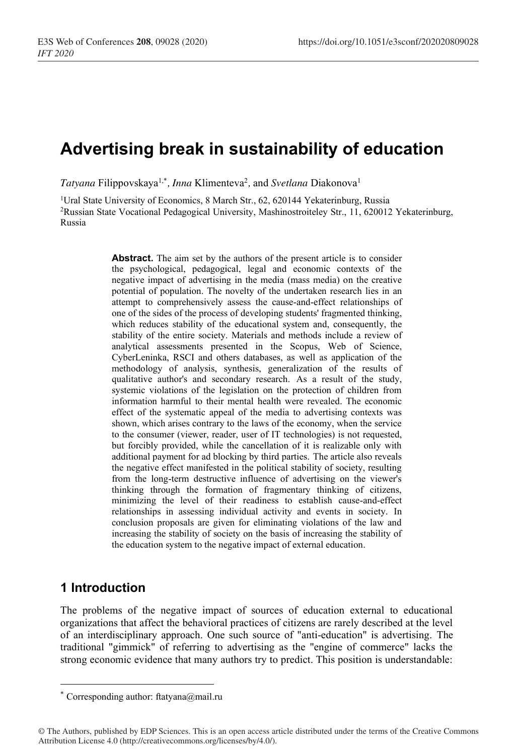# Advertising break in sustainability of education

*Tatyana* Filippovskaya[1,*], *Inna* Klimenteva[2], and *Svetlana* Diakonova[1]

[1]Ural State University of Economics, 8 March Str., 62, 620144 Yekaterinburg, Russia
[2]Russian State Vocational Pedagogical University, Mashinostroiteley Str., 11, 620012 Yekaterinburg, Russia

**Abstract.** The aim set by the authors of the present article is to consider the psychological, pedagogical, legal and economic contexts of the negative impact of advertising in the media (mass media) on the creative potential of population. The novelty of the undertaken research lies in an attempt to comprehensively assess the cause-and-effect relationships of one of the sides of the process of developing students' fragmented thinking, which reduces stability of the educational system and, consequently, the stability of the entire society. Materials and methods include a review of analytical assessments presented in the Scopus, Web of Science, CyberLeninka, RSCI and others databases, as well as application of the methodology of analysis, synthesis, generalization of the results of qualitative author's and secondary research. As a result of the study, systemic violations of the legislation on the protection of children from information harmful to their mental health were revealed. The economic effect of the systematic appeal of the media to advertising contexts was shown, which arises contrary to the laws of the economy, when the service to the consumer (viewer, reader, user of IT technologies) is not requested, but forcibly provided, while the cancellation of it is realizable only with additional payment for ad blocking by third parties. The article also reveals the negative effect manifested in the political stability of society, resulting from the long-term destructive influence of advertising on the viewer's thinking through the formation of fragmentary thinking of citizens, minimizing the level of their readiness to establish cause-and-effect relationships in assessing individual activity and events in society. In conclusion proposals are given for eliminating violations of the law and increasing the stability of society on the basis of increasing the stability of the education system to the negative impact of external education.

## 1 Introduction

The problems of the negative impact of sources of education external to educational organizations that affect the behavioral practices of citizens are rarely described at the level of an interdisciplinary approach. One such source of "anti-education" is advertising. The traditional "gimmick" of referring to advertising as the "engine of commerce" lacks the strong economic evidence that many authors try to predict. This position is understandable:

[*] Corresponding author: ftatyana@mail.ru

© The Authors, published by EDP Sciences. This is an open access article distributed under the terms of the Creative Commons Attribution License 4.0 (http://creativecommons.org/licenses/by/4.0/).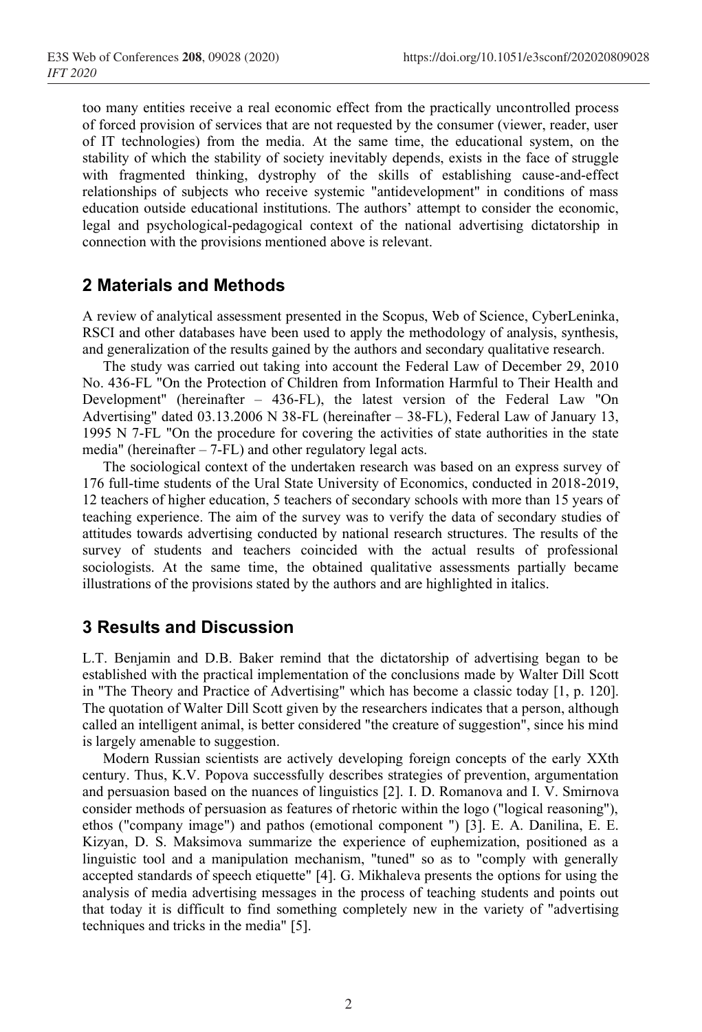too many entities receive a real economic effect from the practically uncontrolled process of forced provision of services that are not requested by the consumer (viewer, reader, user of IT technologies) from the media. At the same time, the educational system, on the stability of which the stability of society inevitably depends, exists in the face of struggle with fragmented thinking, dystrophy of the skills of establishing cause-and-effect relationships of subjects who receive systemic "antidevelopment" in conditions of mass education outside educational institutions. The authors' attempt to consider the economic, legal and psychological-pedagogical context of the national advertising dictatorship in connection with the provisions mentioned above is relevant.

## 2 Materials and Methods

A review of analytical assessment presented in the Scopus, Web of Science, CyberLeninka, RSCI and other databases have been used to apply the methodology of analysis, synthesis, and generalization of the results gained by the authors and secondary qualitative research.

The study was carried out taking into account the Federal Law of December 29, 2010 No. 436-FL "On the Protection of Children from Information Harmful to Their Health and Development" (hereinafter – 436-FL), the latest version of the Federal Law "On Advertising" dated 03.13.2006 N 38-FL (hereinafter – 38-FL), Federal Law of January 13, 1995 N 7-FL "On the procedure for covering the activities of state authorities in the state media" (hereinafter – 7-FL) and other regulatory legal acts.

The sociological context of the undertaken research was based on an express survey of 176 full-time students of the Ural State University of Economics, conducted in 2018-2019, 12 teachers of higher education, 5 teachers of secondary schools with more than 15 years of teaching experience. The aim of the survey was to verify the data of secondary studies of attitudes towards advertising conducted by national research structures. The results of the survey of students and teachers coincided with the actual results of professional sociologists. At the same time, the obtained qualitative assessments partially became illustrations of the provisions stated by the authors and are highlighted in italics.

## 3 Results and Discussion

L.T. Benjamin and D.B. Baker remind that the dictatorship of advertising began to be established with the practical implementation of the conclusions made by Walter Dill Scott in "The Theory and Practice of Advertising" which has become a classic today [1, p. 120]. The quotation of Walter Dill Scott given by the researchers indicates that a person, although called an intelligent animal, is better considered "the creature of suggestion", since his mind is largely amenable to suggestion.

Modern Russian scientists are actively developing foreign concepts of the early XXth century. Thus, K.V. Popova successfully describes strategies of prevention, argumentation and persuasion based on the nuances of linguistics [2]. I. D. Romanova and I. V. Smirnova consider methods of persuasion as features of rhetoric within the logo ("logical reasoning"), ethos ("company image") and pathos (emotional component ") [3]. E. A. Danilina, E. E. Kizyan, D. S. Maksimova summarize the experience of euphemization, positioned as a linguistic tool and a manipulation mechanism, "tuned" so as to "comply with generally accepted standards of speech etiquette" [4]. G. Mikhaleva presents the options for using the analysis of media advertising messages in the process of teaching students and points out that today it is difficult to find something completely new in the variety of "advertising techniques and tricks in the media" [5].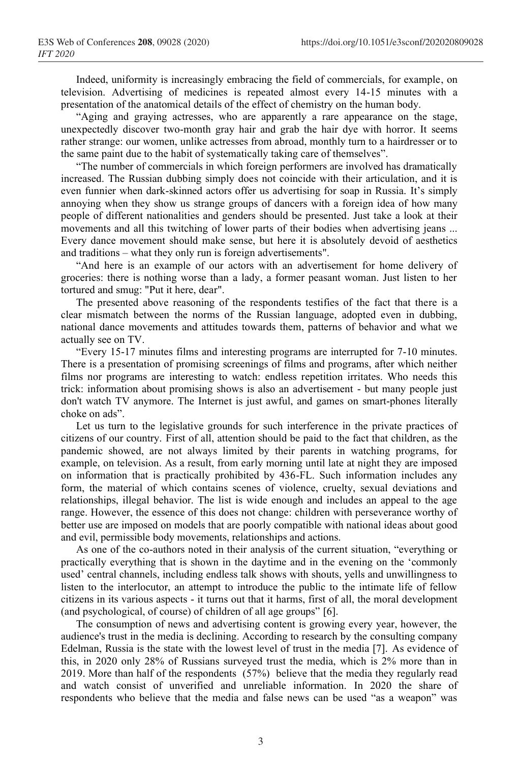Indeed, uniformity is increasingly embracing the field of commercials, for example, on television. Advertising of medicines is repeated almost every 14-15 minutes with a presentation of the anatomical details of the effect of chemistry on the human body.

"Aging and graying actresses, who are apparently a rare appearance on the stage, unexpectedly discover two-month gray hair and grab the hair dye with horror. It seems rather strange: our women, unlike actresses from abroad, monthly turn to a hairdresser or to the same paint due to the habit of systematically taking care of themselves".

"The number of commercials in which foreign performers are involved has dramatically increased. The Russian dubbing simply does not coincide with their articulation, and it is even funnier when dark-skinned actors offer us advertising for soap in Russia. It's simply annoying when they show us strange groups of dancers with a foreign idea of how many people of different nationalities and genders should be presented. Just take a look at their movements and all this twitching of lower parts of their bodies when advertising jeans ... Every dance movement should make sense, but here it is absolutely devoid of aesthetics and traditions – what they only run is foreign advertisements".

"And here is an example of our actors with an advertisement for home delivery of groceries: there is nothing worse than a lady, a former peasant woman. Just listen to her tortured and smug: "Put it here, dear".

The presented above reasoning of the respondents testifies of the fact that there is a clear mismatch between the norms of the Russian language, adopted even in dubbing, national dance movements and attitudes towards them, patterns of behavior and what we actually see on TV.

"Every 15-17 minutes films and interesting programs are interrupted for 7-10 minutes. There is a presentation of promising screenings of films and programs, after which neither films nor programs are interesting to watch: endless repetition irritates. Who needs this trick: information about promising shows is also an advertisement - but many people just don't watch TV anymore. The Internet is just awful, and games on smart-phones literally choke on ads".

Let us turn to the legislative grounds for such interference in the private practices of citizens of our country. First of all, attention should be paid to the fact that children, as the pandemic showed, are not always limited by their parents in watching programs, for example, on television. As a result, from early morning until late at night they are imposed on information that is practically prohibited by 436-FL. Such information includes any form, the material of which contains scenes of violence, cruelty, sexual deviations and relationships, illegal behavior. The list is wide enough and includes an appeal to the age range. However, the essence of this does not change: children with perseverance worthy of better use are imposed on models that are poorly compatible with national ideas about good and evil, permissible body movements, relationships and actions.

As one of the co-authors noted in their analysis of the current situation, "everything or practically everything that is shown in the daytime and in the evening on the 'commonly used' central channels, including endless talk shows with shouts, yells and unwillingness to listen to the interlocutor, an attempt to introduce the public to the intimate life of fellow citizens in its various aspects - it turns out that it harms, first of all, the moral development (and psychological, of course) of children of all age groups" [6].

The consumption of news and advertising content is growing every year, however, the audience's trust in the media is declining. According to research by the consulting company Edelman, Russia is the state with the lowest level of trust in the media [7]. As evidence of this, in 2020 only 28% of Russians surveyed trust the media, which is 2% more than in 2019. More than half of the respondents (57%) believe that the media they regularly read and watch consist of unverified and unreliable information. In 2020 the share of respondents who believe that the media and false news can be used "as a weapon" was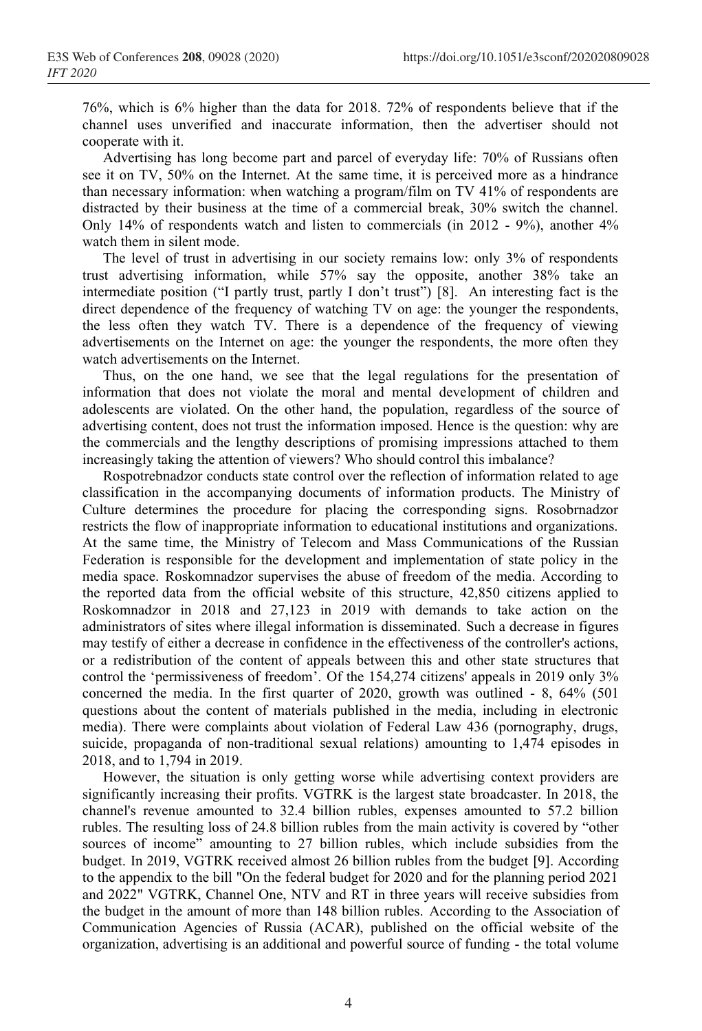76%, which is 6% higher than the data for 2018. 72% of respondents believe that if the channel uses unverified and inaccurate information, then the advertiser should not cooperate with it.

Advertising has long become part and parcel of everyday life: 70% of Russians often see it on TV, 50% on the Internet. At the same time, it is perceived more as a hindrance than necessary information: when watching a program/film on TV 41% of respondents are distracted by their business at the time of a commercial break, 30% switch the channel. Only 14% of respondents watch and listen to commercials (in 2012 - 9%), another 4% watch them in silent mode.

The level of trust in advertising in our society remains low: only 3% of respondents trust advertising information, while 57% say the opposite, another 38% take an intermediate position ("I partly trust, partly I don't trust") [8]. An interesting fact is the direct dependence of the frequency of watching TV on age: the younger the respondents, the less often they watch TV. There is a dependence of the frequency of viewing advertisements on the Internet on age: the younger the respondents, the more often they watch advertisements on the Internet.

Thus, on the one hand, we see that the legal regulations for the presentation of information that does not violate the moral and mental development of children and adolescents are violated. On the other hand, the population, regardless of the source of advertising content, does not trust the information imposed. Hence is the question: why are the commercials and the lengthy descriptions of promising impressions attached to them increasingly taking the attention of viewers? Who should control this imbalance?

Rospotrebnadzor conducts state control over the reflection of information related to age classification in the accompanying documents of information products. The Ministry of Culture determines the procedure for placing the corresponding signs. Rosobrnadzor restricts the flow of inappropriate information to educational institutions and organizations. At the same time, the Ministry of Telecom and Mass Communications of the Russian Federation is responsible for the development and implementation of state policy in the media space. Roskomnadzor supervises the abuse of freedom of the media. According to the reported data from the official website of this structure, 42,850 citizens applied to Roskomnadzor in 2018 and 27,123 in 2019 with demands to take action on the administrators of sites where illegal information is disseminated. Such a decrease in figures may testify of either a decrease in confidence in the effectiveness of the controller's actions, or a redistribution of the content of appeals between this and other state structures that control the 'permissiveness of freedom'. Of the 154,274 citizens' appeals in 2019 only 3% concerned the media. In the first quarter of 2020, growth was outlined - 8, 64% (501 questions about the content of materials published in the media, including in electronic media). There were complaints about violation of Federal Law 436 (pornography, drugs, suicide, propaganda of non-traditional sexual relations) amounting to 1,474 episodes in 2018, and to 1,794 in 2019.

However, the situation is only getting worse while advertising context providers are significantly increasing their profits. VGTRK is the largest state broadcaster. In 2018, the channel's revenue amounted to 32.4 billion rubles, expenses amounted to 57.2 billion rubles. The resulting loss of 24.8 billion rubles from the main activity is covered by "other sources of income" amounting to 27 billion rubles, which include subsidies from the budget. In 2019, VGTRK received almost 26 billion rubles from the budget [9]. According to the appendix to the bill "On the federal budget for 2020 and for the planning period 2021 and 2022" VGTRK, Channel One, NTV and RT in three years will receive subsidies from the budget in the amount of more than 148 billion rubles. According to the Association of Communication Agencies of Russia (ACAR), published on the official website of the organization, advertising is an additional and powerful source of funding - the total volume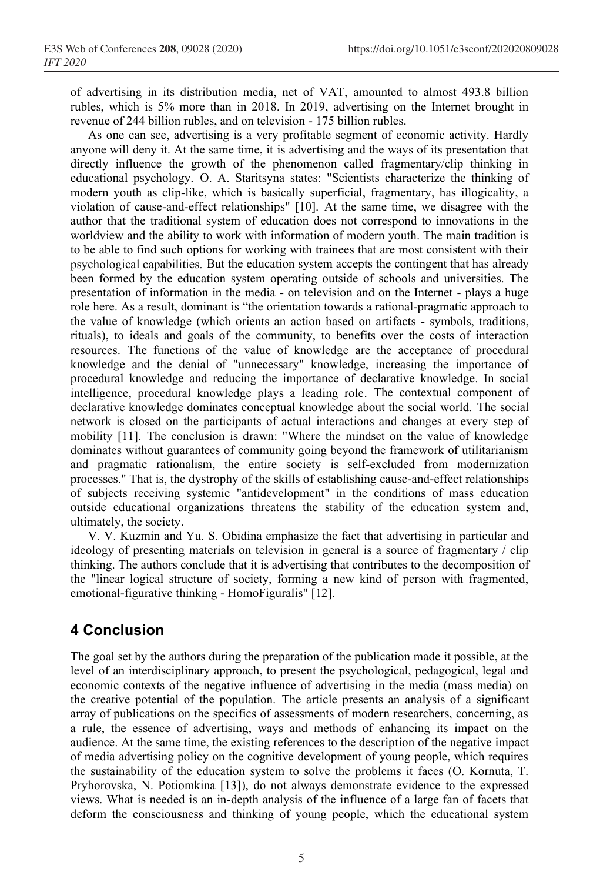of advertising in its distribution media, net of VAT, amounted to almost 493.8 billion rubles, which is 5% more than in 2018. In 2019, advertising on the Internet brought in revenue of 244 billion rubles, and on television - 175 billion rubles.

As one can see, advertising is a very profitable segment of economic activity. Hardly anyone will deny it. At the same time, it is advertising and the ways of its presentation that directly influence the growth of the phenomenon called fragmentary/clip thinking in educational psychology. O. A. Staritsyna states: "Scientists characterize the thinking of modern youth as clip-like, which is basically superficial, fragmentary, has illogicality, a violation of cause-and-effect relationships" [10]. At the same time, we disagree with the author that the traditional system of education does not correspond to innovations in the worldview and the ability to work with information of modern youth. The main tradition is to be able to find such options for working with trainees that are most consistent with their psychological capabilities. But the education system accepts the contingent that has already been formed by the education system operating outside of schools and universities. The presentation of information in the media - on television and on the Internet - plays a huge role here. As a result, dominant is "the orientation towards a rational-pragmatic approach to the value of knowledge (which orients an action based on artifacts - symbols, traditions, rituals), to ideals and goals of the community, to benefits over the costs of interaction resources. The functions of the value of knowledge are the acceptance of procedural knowledge and the denial of "unnecessary" knowledge, increasing the importance of procedural knowledge and reducing the importance of declarative knowledge. In social intelligence, procedural knowledge plays a leading role. The contextual component of declarative knowledge dominates conceptual knowledge about the social world. The social network is closed on the participants of actual interactions and changes at every step of mobility [11]. The conclusion is drawn: "Where the mindset on the value of knowledge dominates without guarantees of community going beyond the framework of utilitarianism and pragmatic rationalism, the entire society is self-excluded from modernization processes." That is, the dystrophy of the skills of establishing cause-and-effect relationships of subjects receiving systemic "antidevelopment" in the conditions of mass education outside educational organizations threatens the stability of the education system and, ultimately, the society.

V. V. Kuzmin and Yu. S. Obidina emphasize the fact that advertising in particular and ideology of presenting materials on television in general is a source of fragmentary / clip thinking. The authors conclude that it is advertising that contributes to the decomposition of the "linear logical structure of society, forming a new kind of person with fragmented, emotional-figurative thinking - HomoFiguralis" [12].

## 4 Conclusion

The goal set by the authors during the preparation of the publication made it possible, at the level of an interdisciplinary approach, to present the psychological, pedagogical, legal and economic contexts of the negative influence of advertising in the media (mass media) on the creative potential of the population. The article presents an analysis of a significant array of publications on the specifics of assessments of modern researchers, concerning, as a rule, the essence of advertising, ways and methods of enhancing its impact on the audience. At the same time, the existing references to the description of the negative impact of media advertising policy on the cognitive development of young people, which requires the sustainability of the education system to solve the problems it faces (O. Kornuta, T. Pryhorovska, N. Potiomkina [13]), do not always demonstrate evidence to the expressed views. What is needed is an in-depth analysis of the influence of a large fan of facets that deform the consciousness and thinking of young people, which the educational system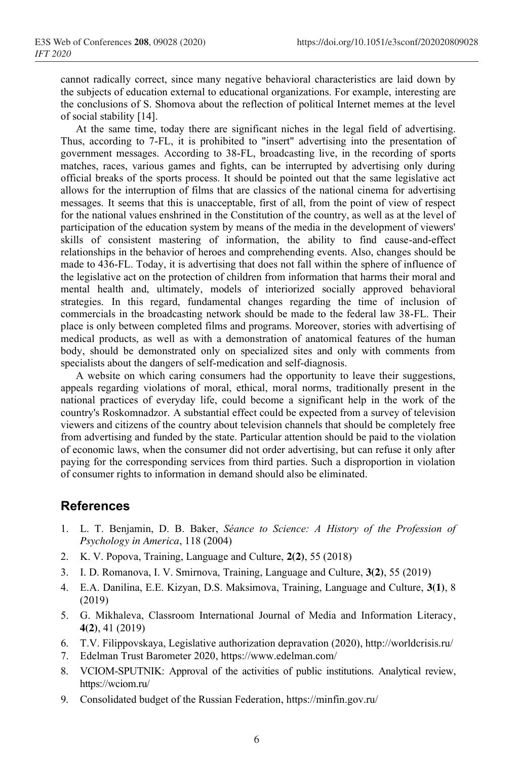cannot radically correct, since many negative behavioral characteristics are laid down by the subjects of education external to educational organizations. For example, interesting are the conclusions of S. Shomova about the reflection of political Internet memes at the level of social stability [14].

At the same time, today there are significant niches in the legal field of advertising. Thus, according to 7-FL, it is prohibited to "insert" advertising into the presentation of government messages. According to 38-FL, broadcasting live, in the recording of sports matches, races, various games and fights, can be interrupted by advertising only during official breaks of the sports process. It should be pointed out that the same legislative act allows for the interruption of films that are classics of the national cinema for advertising messages. It seems that this is unacceptable, first of all, from the point of view of respect for the national values enshrined in the Constitution of the country, as well as at the level of participation of the education system by means of the media in the development of viewers' skills of consistent mastering of information, the ability to find cause-and-effect relationships in the behavior of heroes and comprehending events. Also, changes should be made to 436-FL. Today, it is advertising that does not fall within the sphere of influence of the legislative act on the protection of children from information that harms their moral and mental health and, ultimately, models of interiorized socially approved behavioral strategies. In this regard, fundamental changes regarding the time of inclusion of commercials in the broadcasting network should be made to the federal law 38-FL. Their place is only between completed films and programs. Moreover, stories with advertising of medical products, as well as with a demonstration of anatomical features of the human body, should be demonstrated only on specialized sites and only with comments from specialists about the dangers of self-medication and self-diagnosis.

A website on which caring consumers had the opportunity to leave their suggestions, appeals regarding violations of moral, ethical, moral norms, traditionally present in the national practices of everyday life, could become a significant help in the work of the country's Roskomnadzor. A substantial effect could be expected from a survey of television viewers and citizens of the country about television channels that should be completely free from advertising and funded by the state. Particular attention should be paid to the violation of economic laws, when the consumer did not order advertising, but can refuse it only after paying for the corresponding services from third parties. Such a disproportion in violation of consumer rights to information in demand should also be eliminated.

## References

1. L. T. Benjamin, D. B. Baker, *Séance to Science: A History of the Profession of Psychology in America*, 118 (2004)
2. K. V. Popova, Training, Language and Culture, **2(2)**, 55 (2018)
3. I. D. Romanova, I. V. Smirnova, Training, Language and Culture, **3(2)**, 55 (2019)
4. E.A. Danilina, E.E. Kizyan, D.S. Maksimova, Training, Language and Culture, **3(1)**, 8 (2019)
5. G. Mikhaleva, Classroom International Journal of Media and Information Literacy, **4(2)**, 41 (2019)
6. T.V. Filippovskaya, Legislative authorization depravation (2020), http://worldcrisis.ru/
7. Edelman Trust Barometer 2020, https://www.edelman.com/
8. VCIOM-SPUTNIK: Approval of the activities of public institutions. Analytical review, https://wciom.ru/
9. Consolidated budget of the Russian Federation, https://minfin.gov.ru/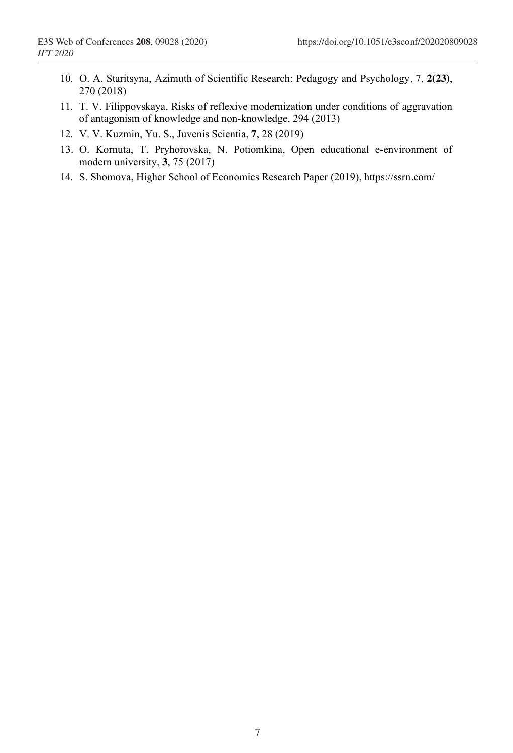10. O. A. Staritsyna, Azimuth of Scientific Research: Pedagogy and Psychology, 7, **2(23)**, 270 (2018)
11. T. V. Filippovskaya, Risks of reflexive modernization under conditions of aggravation of antagonism of knowledge and non-knowledge, 294 (2013)
12. V. V. Kuzmin, Yu. S., Juvenis Scientia, **7**, 28 (2019)
13. O. Kornuta, T. Pryhorovska, N. Potiomkina, Open educational e-environment of modern university, **3**, 75 (2017)
14. S. Shomova, Higher School of Economics Research Paper (2019), https://ssrn.com/